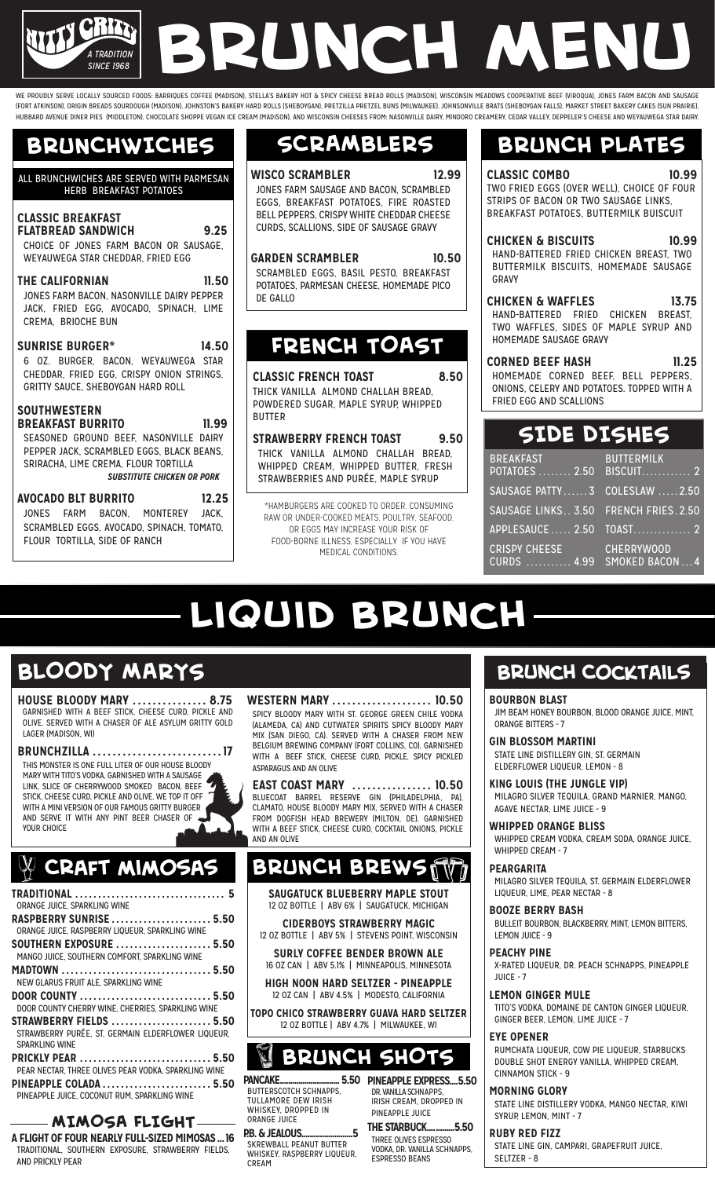# BRUNCH MENU

Nitty Gritty — A Tradition Since 1968

WE PROUDLY SERVE LOCALLY SOURCED FOODS: BARRIQUES COFFEE (MADISON), STELLA'S BAKERY HOT & SPICY CHEESE BREAD ROLLS (MADISON), WISCONSIN MEADOWS COOPERATIVE BEEF (VIROQUA), JONES FARM BACON AND SAUSAGE (FORT ATKINSON), ORIGIN BREADS SOURDOUGH (MADISON), JOHNSTON'S BAKERY HARD ROLLS (SHEBOYGAN), PRETZILLA PRETZEL BUNS (MILWAUKEE), JOHNSONVILLE BRATS (SHEBOYGAN FALLS), MARKET STREET BAKERY CAKES (SUN PRAIRIE), HUBBARD AVENUE DINER PIES (MIDDLETON), CHOCOLATE SHOPPE VEGAN ICE CREAM (MADISON), AND WISCONSIN CHEESES FROM: NASONVILLE DAIRY, MINDORO CREAMERY, CEDAR VALLEY, DEPPELER'S CHEESE AND WEYAUWEGA STAR DAIRY.

## BRUNCHWICHES

ALL BRUNCHWICHES ARE SERVED WITH PARMESAN HERB BREAKFAST POTATOES

**CLASSIC BREAKFAST FLATBREAD SANDWICH** 9.25
CHOICE OF JONES FARM BACON OR SAUSAGE, WEYAUWEGA STAR CHEDDAR, FRIED EGG

**THE CALIFORNIAN** 11.50
JONES FARM BACON, NASONVILLE DAIRY PEPPER JACK, FRIED EGG, AVOCADO, SPINACH, LIME CREMA, BRIOCHE BUN

**SUNRISE BURGER*** 14.50
6 OZ. BURGER, BACON, WEYAUWEGA STAR CHEDDAR, FRIED EGG, CRISPY ONION STRINGS, GRITTY SAUCE, SHEBOYGAN HARD ROLL

**SOUTHWESTERN BREAKFAST BURRITO** 11.99
SEASONED GROUND BEEF, NASONVILLE DAIRY PEPPER JACK, SCRAMBLED EGGS, BLACK BEANS, SRIRACHA, LIME CREMA, FLOUR TORTILLA
*SUBSTITUTE CHICKEN OR PORK*

**AVOCADO BLT BURRITO** 12.25
JONES FARM BACON, MONTEREY JACK, SCRAMBLED EGGS, AVOCADO, SPINACH, TOMATO, FLOUR TORTILLA, SIDE OF RANCH

## SCRAMBLERS

**WISCO SCRAMBLER** 12.99
JONES FARM SAUSAGE AND BACON, SCRAMBLED EGGS, BREAKFAST POTATOES, FIRE ROASTED BELL PEPPERS, CRISPY WHITE CHEDDAR CHEESE CURDS, SCALLIONS, SIDE OF SAUSAGE GRAVY

**GARDEN SCRAMBLER** 10.50
SCRAMBLED EGGS, BASIL PESTO, BREAKFAST POTATOES, PARMESAN CHEESE, HOMEMADE PICO DE GALLO

## FRENCH TOAST

**CLASSIC FRENCH TOAST** 8.50
THICK VANILLA ALMOND CHALLAH BREAD, POWDERED SUGAR, MAPLE SYRUP, WHIPPED BUTTER

**STRAWBERRY FRENCH TOAST** 9.50
THICK VANILLA ALMOND CHALLAH BREAD, WHIPPED CREAM, WHIPPED BUTTER, FRESH STRAWBERRIES AND PURÉE, MAPLE SYRUP

*HAMBURGERS ARE COOKED TO ORDER. CONSUMING RAW OR UNDER-COOKED MEATS, POULTRY, SEAFOOD, OR EGGS MAY INCREASE YOUR RISK OF FOOD-BORNE ILLNESS, ESPECIALLY IF YOU HAVE MEDICAL CONDITIONS.

## BRUNCH PLATES

**CLASSIC COMBO** 10.99
TWO FRIED EGGS (OVER WELL), CHOICE OF FOUR STRIPS OF BACON OR TWO SAUSAGE LINKS, BREAKFAST POTATOES, BUTTERMILK BUISCUIT

**CHICKEN & BISCUITS** 10.99
HAND-BATTERED FRIED CHICKEN BREAST, TWO BUTTERMILK BISCUITS, HOMEMADE SAUSAGE GRAVY

**CHICKEN & WAFFLES** 13.75
HAND-BATTERED FRIED CHICKEN BREAST, TWO WAFFLES, SIDES OF MAPLE SYRUP AND HOMEMADE SAUSAGE GRAVY

**CORNED BEEF HASH** 11.25
HOMEMADE CORNED BEEF, BELL PEPPERS, ONIONS, CELERY AND POTATOES. TOPPED WITH A FRIED EGG AND SCALLIONS

## SIDE DISHES

| | |
|---|---|
| BREAKFAST POTATOES ........ 2.50 | BUTTERMILK BISCUIT............ 2 |
| SAUSAGE PATTY...... 3 | COLESLAW ..... 2.50 |
| SAUSAGE LINKS.. 3.50 | FRENCH FRIES. 2.50 |
| APPLESAUCE ..... 2.50 | TOAST.............. 2 |
| CRISPY CHEESE CURDS ........... 4.99 | CHERRYWOOD SMOKED BACON ... 4 |

# LIQUID BRUNCH

## BLOODY MARYS

**HOUSE BLOODY MARY** ............... 8.75
GARNISHED WITH A BEEF STICK, CHEESE CURD, PICKLE AND OLIVE. SERVED WITH A CHASER OF ALE ASYLUM GRITTY GOLD LAGER (MADISON, WI)

**BRUNCHZILLA** .......................... 17
THIS MONSTER IS ONE FULL LITER OF OUR HOUSE BLOODY MARY WITH TITO'S VODKA, GARNISHED WITH A SAUSAGE LINK, SLICE OF CHERRYWOOD SMOKED BACON, BEEF STICK, CHEESE CURD, PICKLE AND OLIVE. WE TOP IT OFF WITH A MINI VERSION OF OUR FAMOUS GRITTY BURGER AND SERVE IT WITH ANY PINT BEER CHASER OF YOUR CHOICE

**WESTERN MARY** .................... 10.50
SPICY BLOODY MARY WITH ST. GEORGE GREEN CHILE VODKA (ALAMEDA, CA) AND CUTWATER SPIRITS SPICY BLOODY MARY MIX (SAN DIEGO, CA). SERVED WITH A CHASER FROM NEW BELGIUM BREWING COMPANY (FORT COLLINS, CO). GARNISHED WITH A BEEF STICK, CHEESE CURD, PICKLE, SPICY PICKLED ASPARAGUS AND AN OLIVE

**EAST COAST MARY** ................ 10.50
BLUECOAT BARREL RESERVE GIN (PHILADELPHIA, PA), CLAMATO, HOUSE BLOODY MARY MIX, SERVED WITH A CHASER FROM DOGFISH HEAD BREWERY (MILTON, DE). GARNISHED WITH A BEEF STICK, CHEESE CURD, COCKTAIL ONIONS, PICKLE AND AN OLIVE

## CRAFT MIMOSAS

**TRADITIONAL** ................................. 5
ORANGE JUICE, SPARKLING WINE

**RASPBERRY SUNRISE** ...................... 5.50
ORANGE JUICE, RASPBERRY LIQUEUR, SPARKLING WINE

**SOUTHERN EXPOSURE** ..................... 5.50
MANGO JUICE, SOUTHERN COMFORT, SPARKLING WINE

**MADTOWN** ................................ 5.50
NEW GLARUS FRUIT ALE, SPARKLING WINE

**DOOR COUNTY** ............................ 5.50
DOOR COUNTY CHERRY WINE, CHERRIES, SPARKLING WINE

**STRAWBERRY FIELDS** ...................... 5.50
STRAWBERRY PURÉE, ST. GERMAIN ELDERFLOWER LIQUEUR, SPARKLING WINE

**PRICKLY PEAR** ............................ 5.50
PEAR NECTAR, THREE OLIVES PEAR VODKA, SPARKLING WINE

**PINEAPPLE COLADA** ........................ 5.50
PINEAPPLE JUICE, COCONUT RUM, SPARKLING WINE

### MIMOSA FLIGHT

**A FLIGHT OF FOUR NEARLY FULL-SIZED MIMOSAS ... 16**
TRADITIONAL, SOUTHERN EXPOSURE, STRAWBERRY FIELDS, AND PRICKLY PEAR

## BRUNCH BREWS

**SAUGATUCK BLUEBERRY MAPLE STOUT**
12 OZ BOTTLE | ABV 6% | SAUGATUCK, MICHIGAN

**CIDERBOYS STRAWBERRY MAGIC**
12 OZ BOTTLE | ABV 5% | STEVENS POINT, WISCONSIN

**SURLY COFFEE BENDER BROWN ALE**
16 OZ CAN | ABV 5.1% | MINNEAPOLIS, MINNESOTA

**HIGH NOON HARD SELTZER - PINEAPPLE**
12 OZ CAN | ABV 4.5% | MODESTO, CALIFORNIA

**TOPO CHICO STRAWBERRY GUAVA HARD SELTZER**
12 OZ BOTTLE | ABV 4.7% | MILWAUKEE, WI

## BRUNCH SHOTS

**PANCAKE**............................ 5.50
BUTTERSCOTCH SCHNAPPS, TULLAMORE DEW IRISH WHISKEY, DROPPED IN ORANGE JUICE

**P.B. & JEALOUS**........................ 5
SKREWBALL PEANUT BUTTER WHISKEY, RASPBERRY LIQUEUR, CREAM

**PINEAPPLE EXPRESS**....5.50
DR. VANILLA SCHNAPPS, IRISH CREAM, DROPPED IN PINEAPPLE JUICE

**THE STARBUCK**............5.50
THREE OLIVES ESPRESSO VODKA, DR. VANILLA SCHNAPPS, ESPRESSO BEANS

## BRUNCH COCKTAILS

**BOURBON BLAST**
JIM BEAM HONEY BOURBON, BLOOD ORANGE JUICE, MINT, ORANGE BITTERS - 7

**GIN BLOSSOM MARTINI**
STATE LINE DISTILLERY GIN, ST. GERMAIN ELDERFLOWER LIQUEUR, LEMON - 8

**KING LOUIS (THE JUNGLE VIP)**
MILAGRO SILVER TEQUILA, GRAND MARNIER, MANGO, AGAVE NECTAR, LIME JUICE - 9

**WHIPPED ORANGE BLISS**
WHIPPED CREAM VODKA, CREAM SODA, ORANGE JUICE, WHIPPED CREAM - 7

**PEARGARITA**
MILAGRO SILVER TEQUILA, ST. GERMAIN ELDERFLOWER LIQUEUR, LIME, PEAR NECTAR - 8

**BOOZE BERRY BASH**
BULLEIT BOURBON, BLACKBERRY, MINT, LEMON BITTERS, LEMON JUICE - 9

**PEACHY PINE**
X-RATED LIQUEUR, DR. PEACH SCHNAPPS, PINEAPPLE JUICE - 7

**LEMON GINGER MULE**
TITO'S VODKA, DOMAINE DE CANTON GINGER LIQUEUR, GINGER BEER, LEMON, LIME JUICE - 7

**EYE OPENER**
RUMCHATA LIQUEUR, COW PIE LIQUEUR, STARBUCKS DOUBLE SHOT ENERGY VANILLA, WHIPPED CREAM, CINNAMON STICK - 9

**MORNING GLORY**
STATE LINE DISTILLERY VODKA, MANGO NECTAR, KIWI SYRUP, LEMON, MINT - 7

**RUBY RED FIZZ**
STATE LINE GIN, CAMPARI, GRAPEFRUIT JUICE, SELTZER - 8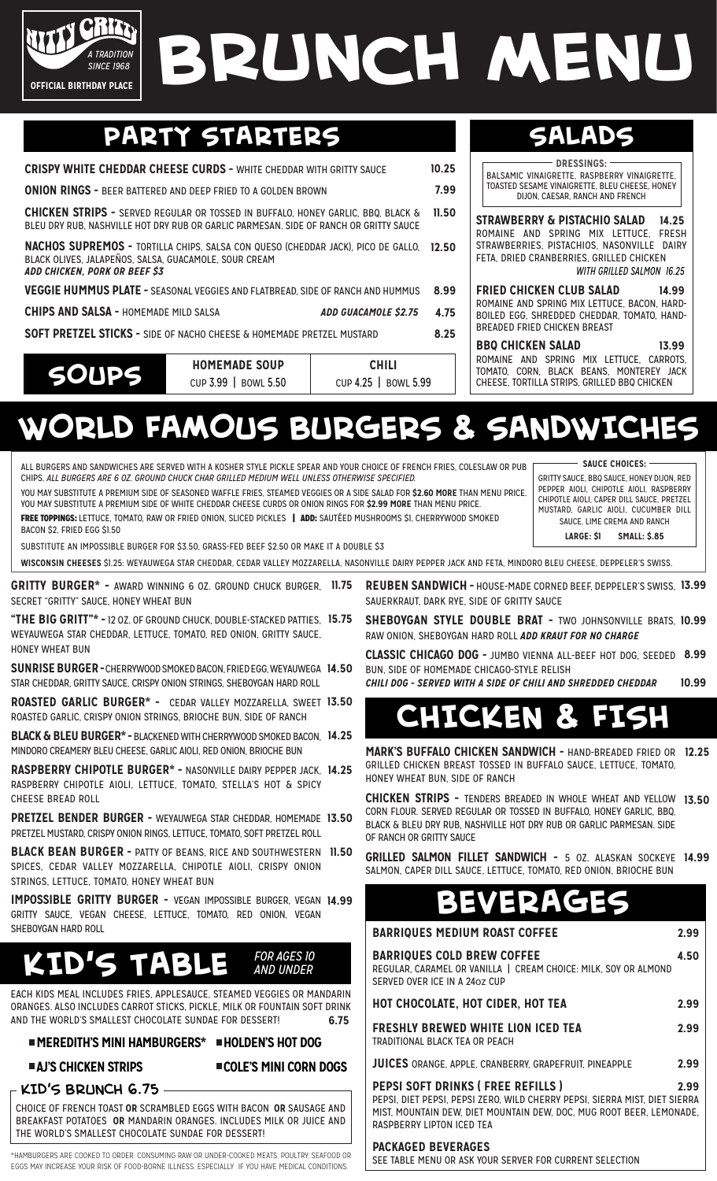GRITTY GRITTY
A TRADITION SINCE 1968
OFFICIAL BIRTHDAY PLACE

# BRUNCH MENU

## PARTY STARTERS

**CRISPY WHITE CHEDDAR CHEESE CURDS -** WHITE CHEDDAR WITH GRITTY SAUCE 10.25

**ONION RINGS -** BEER BATTERED AND DEEP FRIED TO A GOLDEN BROWN 7.99

**CHICKEN STRIPS -** SERVED REGULAR OR TOSSED IN BUFFALO, HONEY GARLIC, BBQ, BLACK & BLEU DRY RUB, NASHVILLE HOT DRY RUB OR GARLIC PARMESAN. SIDE OF RANCH OR GRITTY SAUCE 11.50

**NACHOS SUPREMOS -** TORTILLA CHIPS, SALSA CON QUESO (CHEDDAR JACK), PICO DE GALLO, BLACK OLIVES, JALAPEÑOS, SALSA, GUACAMOLE, SOUR CREAM 12.50
*ADD CHICKEN, PORK OR BEEF $3*

**VEGGIE HUMMUS PLATE -** SEASONAL VEGGIES AND FLATBREAD, SIDE OF RANCH AND HUMMUS 8.99

**CHIPS AND SALSA -** HOMEMADE MILD SALSA *ADD GUACAMOLE $2.75* 4.75

**SOFT PRETZEL STICKS -** SIDE OF NACHO CHEESE & HOMEMADE PRETZEL MUSTARD 8.25

## SOUPS

| | |
|---|---|
| **HOMEMADE SOUP** | **CHILI** |
| CUP 3.99 \| BOWL 5.50 | CUP 4.25 \| BOWL 5.99 |

## SALADS

**DRESSINGS:**
BALSAMIC VINAIGRETTE, RASPBERRY VINAIGRETTE, TOASTED SESAME VINAIGRETTE, BLEU CHEESE, HONEY DIJON, CAESAR, RANCH AND FRENCH

**STRAWBERRY & PISTACHIO SALAD** 14.25
ROMAINE AND SPRING MIX LETTUCE, FRESH STRAWBERRIES, PISTACHIOS, NASONVILLE DAIRY FETA, DRIED CRANBERRIES, GRILLED CHICKEN
*WITH GRILLED SALMON 16.25*

**FRIED CHICKEN CLUB SALAD** 14.99
ROMAINE AND SPRING MIX LETTUCE, BACON, HARD-BOILED EGG, SHREDDED CHEDDAR, TOMATO, HAND-BREADED FRIED CHICKEN BREAST

**BBQ CHICKEN SALAD** 13.99
ROMAINE AND SPRING MIX LETTUCE, CARROTS, TOMATO, CORN, BLACK BEANS, MONTEREY JACK CHEESE, TORTILLA STRIPS, GRILLED BBQ CHICKEN

## WORLD FAMOUS BURGERS & SANDWICHES

ALL BURGERS AND SANDWICHES ARE SERVED WITH A KOSHER STYLE PICKLE SPEAR AND YOUR CHOICE OF FRENCH FRIES, COLESLAW OR PUB CHIPS. *ALL BURGERS ARE 6 OZ. GROUND CHUCK CHAR GRILLED MEDIUM WELL UNLESS OTHERWISE SPECIFIED.*

YOU MAY SUBSTITUTE A PREMIUM SIDE OF SEASONED WAFFLE FRIES, STEAMED VEGGIES OR A SIDE SALAD FOR **$2.60 MORE** THAN MENU PRICE. YOU MAY SUBSTITUTE A PREMIUM SIDE OF WHITE CHEDDAR CHEESE CURDS OR ONION RINGS FOR **$2.99 MORE** THAN MENU PRICE.

**FREE TOPPINGS:** LETTUCE, TOMATO, RAW OR FRIED ONION, SLICED PICKLES | **ADD:** SAUTÉED MUSHROOMS $1, CHERRYWOOD SMOKED BACON $2, FRIED EGG $1.50

SUBSTITUTE AN IMPOSSIBLE BURGER FOR $3.50, GRASS-FED BEEF $2.50 OR MAKE IT A DOUBLE $3

**SAUCE CHOICES:**
GRITTY SAUCE, BBQ SAUCE, HONEY DIJON, RED PEPPER AIOLI, CHIPOTLE AIOLI, RASPBERRY CHIPOTLE AIOLI, CAPER DILL SAUCE, PRETZEL MUSTARD, GARLIC AIOLI, CUCUMBER DILL SAUCE, LIME CREMA AND RANCH
**LARGE: $1 SMALL: $.85**

**WISCONSIN CHEESES** $1.25: WEYAUWEGA STAR CHEDDAR, CEDAR VALLEY MOZZARELLA, NASONVILLE DAIRY PEPPER JACK AND FETA, MINDORO BLEU CHEESE, DEPPELER'S SWISS.

**GRITTY BURGER\* -** AWARD WINNING 6 OZ. GROUND CHUCK BURGER, SECRET "GRITTY" SAUCE, HONEY WHEAT BUN 11.75

**"THE BIG GRITT"\* -** 12 OZ. OF GROUND CHUCK, DOUBLE-STACKED PATTIES, WEYAUWEGA STAR CHEDDAR, LETTUCE, TOMATO, RED ONION, GRITTY SAUCE, HONEY WHEAT BUN 15.75

**SUNRISE BURGER -** CHERRYWOOD SMOKED BACON, FRIED EGG, WEYAUWEGA STAR CHEDDAR, GRITTY SAUCE, CRISPY ONION STRINGS, SHEBOYGAN HARD ROLL 14.50

**ROASTED GARLIC BURGER\* -** CEDAR VALLEY MOZZARELLA, SWEET ROASTED GARLIC, CRISPY ONION STRINGS, BRIOCHE BUN, SIDE OF RANCH 13.50

**BLACK & BLEU BURGER\* -** BLACKENED WITH CHERRYWOOD SMOKED BACON, MINDORO CREAMERY BLEU CHEESE, GARLIC AIOLI, RED ONION, BRIOCHE BUN 14.25

**RASPBERRY CHIPOTLE BURGER\* -** NASONVILLE DAIRY PEPPER JACK, RASPBERRY CHIPOTLE AIOLI, LETTUCE, TOMATO, STELLA'S HOT & SPICY CHEESE BREAD ROLL 14.25

**PRETZEL BENDER BURGER -** WEYAUWEGA STAR CHEDDAR, HOMEMADE PRETZEL MUSTARD, CRISPY ONION RINGS, LETTUCE, TOMATO, SOFT PRETZEL ROLL 13.50

**BLACK BEAN BURGER -** PATTY OF BEANS, RICE AND SOUTHWESTERN SPICES, CEDAR VALLEY MOZZARELLA, CHIPOTLE AIOLI, CRISPY ONION STRINGS, LETTUCE, TOMATO, HONEY WHEAT BUN 11.50

**IMPOSSIBLE GRITTY BURGER -** VEGAN IMPOSSIBLE BURGER, VEGAN GRITTY SAUCE, VEGAN CHEESE, LETTUCE, TOMATO, RED ONION, VEGAN SHEBOYGAN HARD ROLL 14.99

**REUBEN SANDWICH -** HOUSE-MADE CORNED BEEF, DEPPELER'S SWISS, SAUERKRAUT, DARK RYE, SIDE OF GRITTY SAUCE 13.99

**SHEBOYGAN STYLE DOUBLE BRAT -** TWO JOHNSONVILLE BRATS, RAW ONION, SHEBOYGAN HARD ROLL *ADD KRAUT FOR NO CHARGE* 10.99

**CLASSIC CHICAGO DOG -** JUMBO VIENNA ALL-BEEF HOT DOG, SEEDED BUN, SIDE OF HOMEMADE CHICAGO-STYLE RELISH 8.99
*CHILI DOG - SERVED WITH A SIDE OF CHILI AND SHREDDED CHEDDAR* 10.99

## CHICKEN & FISH

**MARK'S BUFFALO CHICKEN SANDWICH -** HAND-BREADED FRIED OR GRILLED CHICKEN BREAST TOSSED IN BUFFALO SAUCE, LETTUCE, TOMATO, HONEY WHEAT BUN, SIDE OF RANCH 12.25

**CHICKEN STRIPS -** TENDERS BREADED IN WHOLE WHEAT AND YELLOW CORN FLOUR. SERVED REGULAR OR TOSSED IN BUFFALO, HONEY GARLIC, BBQ, BLACK & BLEU DRY RUB, NASHVILLE HOT DRY RUB OR GARLIC PARMESAN. SIDE OF RANCH OR GRITTY SAUCE 13.50

**GRILLED SALMON FILLET SANDWICH -** 5 OZ. ALASKAN SOCKEYE SALMON, CAPER DILL SAUCE, LETTUCE, TOMATO, RED ONION, BRIOCHE BUN 14.99

## KID'S TABLE *FOR AGES 10 AND UNDER*

EACH KIDS MEAL INCLUDES FRIES, APPLESAUCE, STEAMED VEGGIES OR MANDARIN ORANGES. ALSO INCLUDES CARROT STICKS, PICKLE, MILK OR FOUNTAIN SOFT DRINK AND THE WORLD'S SMALLEST CHOCOLATE SUNDAE FOR DESSERT! 6.75

- **MEREDITH'S MINI HAMBURGERS\***
- **HOLDEN'S HOT DOG**
- **AJ'S CHICKEN STRIPS**
- **COLE'S MINI CORN DOGS**

### KID'S BRUNCH 6.75

CHOICE OF FRENCH TOAST **OR** SCRAMBLED EGGS WITH BACON **OR** SAUSAGE AND BREAKFAST POTATOES **OR** MANDARIN ORANGES. INCLUDES MILK OR JUICE AND THE WORLD'S SMALLEST CHOCOLATE SUNDAE FOR DESSERT!

\*HAMBURGERS ARE COOKED TO ORDER. CONSUMING RAW OR UNDER-COOKED MEATS, POULTRY, SEAFOOD OR EGGS MAY INCREASE YOUR RISK OF FOOD-BORNE ILLNESS, ESPECIALLY IF YOU HAVE MEDICAL CONDITIONS.

## BEVERAGES

**BARRIQUES MEDIUM ROAST COFFEE** 2.99

**BARRIQUES COLD BREW COFFEE** 4.50
REGULAR, CARAMEL OR VANILLA | CREAM CHOICE: MILK, SOY OR ALMOND
SERVED OVER ICE IN A 24oz CUP

**HOT CHOCOLATE, HOT CIDER, HOT TEA** 2.99

**FRESHLY BREWED WHITE LION ICED TEA** 2.99
TRADITIONAL BLACK TEA OR PEACH

**JUICES** ORANGE, APPLE, CRANBERRY, GRAPEFRUIT, PINEAPPLE 2.99

**PEPSI SOFT DRINKS ( FREE REFILLS )** 2.99
PEPSI, DIET PEPSI, PEPSI ZERO, WILD CHERRY PEPSI, SIERRA MIST, DIET SIERRA MIST, MOUNTAIN DEW, DIET MOUNTAIN DEW, DOC, MUG ROOT BEER, LEMONADE, RASPBERRY LIPTON ICED TEA

**PACKAGED BEVERAGES**
SEE TABLE MENU OR ASK YOUR SERVER FOR CURRENT SELECTION